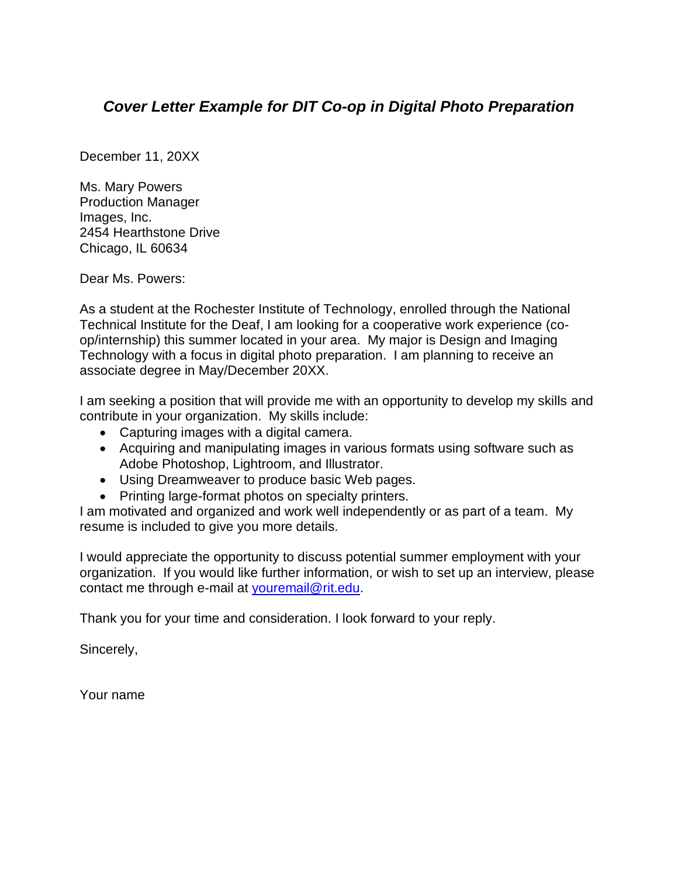# ***Cover Letter Example for DIT Co-op in Digital Photo Preparation***

December 11, 20XX

Ms. Mary Powers
Production Manager
Images, Inc.
2454 Hearthstone Drive
Chicago, IL 60634

Dear Ms. Powers:

As a student at the Rochester Institute of Technology, enrolled through the National Technical Institute for the Deaf, I am looking for a cooperative work experience (co-op/internship) this summer located in your area. My major is Design and Imaging Technology with a focus in digital photo preparation. I am planning to receive an associate degree in May/December 20XX.

I am seeking a position that will provide me with an opportunity to develop my skills and contribute in your organization. My skills include:

- Capturing images with a digital camera.
- Acquiring and manipulating images in various formats using software such as Adobe Photoshop, Lightroom, and Illustrator.
- Using Dreamweaver to produce basic Web pages.
- Printing large-format photos on specialty printers.

I am motivated and organized and work well independently or as part of a team. My resume is included to give you more details.

I would appreciate the opportunity to discuss potential summer employment with your organization. If you would like further information, or wish to set up an interview, please contact me through e-mail at youremail@rit.edu.

Thank you for your time and consideration. I look forward to your reply.

Sincerely,

Your name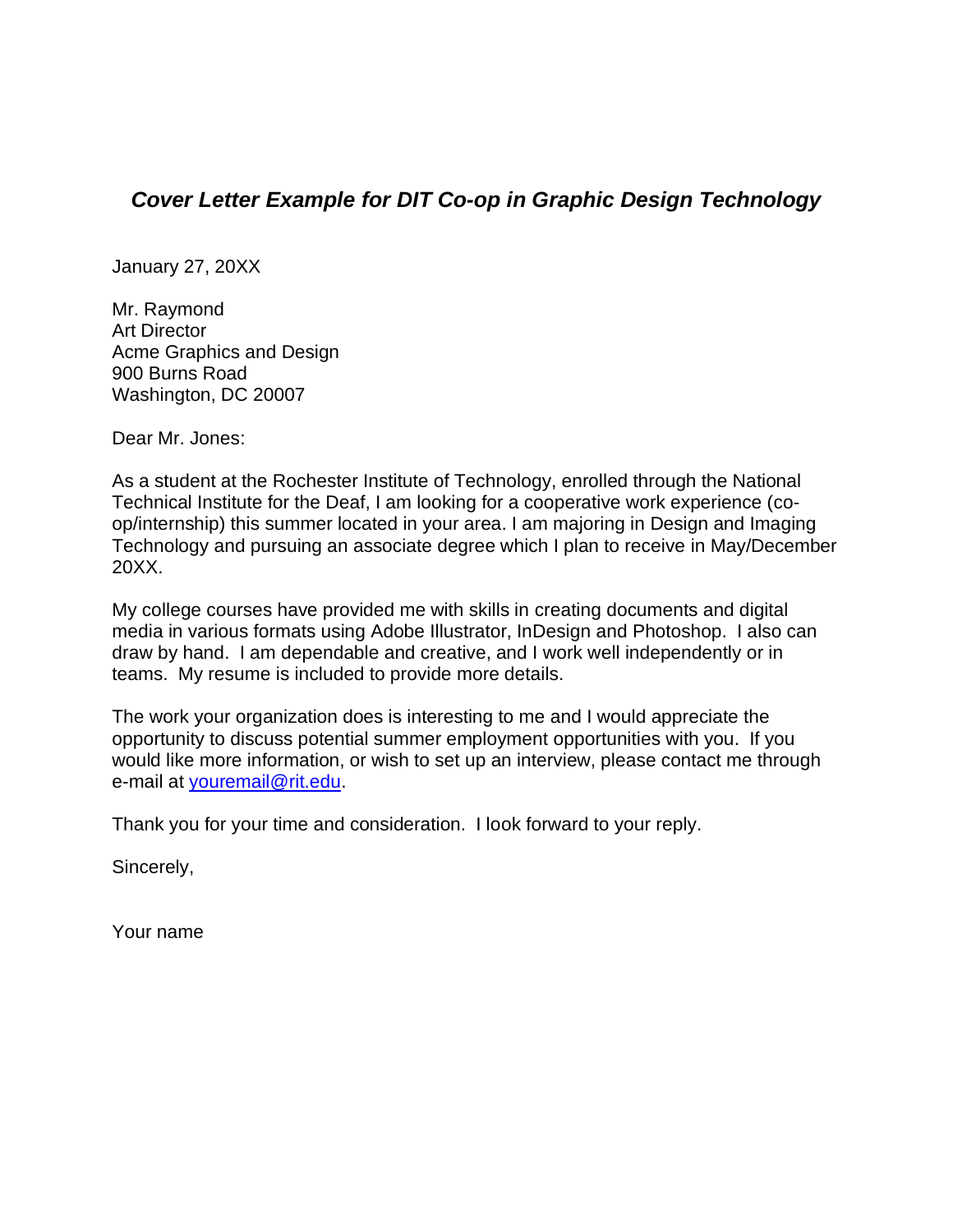## *Cover Letter Example for DIT Co-op in Graphic Design Technology*

January 27, 20XX

Mr. Raymond  
Art Director  
Acme Graphics and Design  
900 Burns Road  
Washington, DC 20007

Dear Mr. Jones:

As a student at the Rochester Institute of Technology, enrolled through the National Technical Institute for the Deaf, I am looking for a cooperative work experience (co-op/internship) this summer located in your area. I am majoring in Design and Imaging Technology and pursuing an associate degree which I plan to receive in May/December 20XX.

My college courses have provided me with skills in creating documents and digital media in various formats using Adobe Illustrator, InDesign and Photoshop. I also can draw by hand. I am dependable and creative, and I work well independently or in teams. My resume is included to provide more details.

The work your organization does is interesting to me and I would appreciate the opportunity to discuss potential summer employment opportunities with you. If you would like more information, or wish to set up an interview, please contact me through e-mail at youremail@rit.edu.

Thank you for your time and consideration. I look forward to your reply.

Sincerely,

Your name